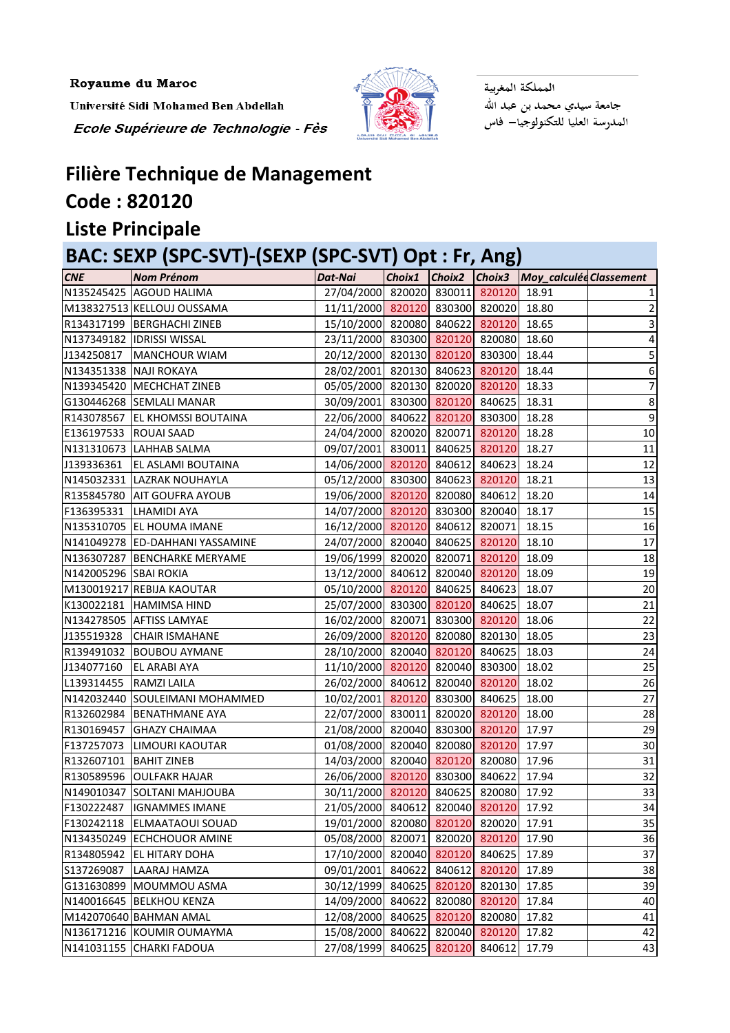Royaume du Maroc

Université Sidi Mohamed Ben Abdellah

*Ecole Supérieure de Technologie - Fès*

المملكة المغربية

جامعة سيدي محمد بن عبد الله

المدرسة العليا للتكنولوجيا– فاس

# Filière Technique de Management

## Code : 820120

## Liste Principale

## BAC: SEXP (SPC-SVT)-(SEXP (SPC-SVT) Opt : Fr, Ang)

| CNE | Nom Prénom | Dat-Nai | Choix1 | Choix2 | Choix3 | Moy_calculée | Classement |
|---|---|---|---|---|---|---|---|
| N135245425 | AGOUD HALIMA | 27/04/2000 | 820020 | 830011 | 820120 | 18.91 | 1 |
| M138327513 | KELLOUJ OUSSAMA | 11/11/2000 | 820120 | 830300 | 820020 | 18.80 | 2 |
| R134317199 | BERGHACHI ZINEB | 15/10/2000 | 820080 | 840622 | 820120 | 18.65 | 3 |
| N137349182 | IDRISSI WISSAL | 23/11/2000 | 830300 | 820120 | 820080 | 18.60 | 4 |
| J134250817 | MANCHOUR WIAM | 20/12/2000 | 820130 | 820120 | 830300 | 18.44 | 5 |
| N134351338 | NAJI ROKAYA | 28/02/2001 | 820130 | 840623 | 820120 | 18.44 | 6 |
| N139345420 | MECHCHAT ZINEB | 05/05/2000 | 820130 | 820020 | 820120 | 18.33 | 7 |
| G130446268 | SEMLALI MANAR | 30/09/2001 | 830300 | 820120 | 840625 | 18.31 | 8 |
| R143078567 | EL KHOMSSI BOUTAINA | 22/06/2000 | 840622 | 820120 | 830300 | 18.28 | 9 |
| E136197533 | ROUAI SAAD | 24/04/2000 | 820020 | 820071 | 820120 | 18.28 | 10 |
| N131310673 | LAHHAB SALMA | 09/07/2001 | 830011 | 840625 | 820120 | 18.27 | 11 |
| J139336361 | EL ASLAMI BOUTAINA | 14/06/2000 | 820120 | 840612 | 840623 | 18.24 | 12 |
| N145032331 | LAZRAK NOUHAYLA | 05/12/2000 | 830300 | 840623 | 820120 | 18.21 | 13 |
| R135845780 | AIT GOUFRA AYOUB | 19/06/2000 | 820120 | 820080 | 840612 | 18.20 | 14 |
| F136395331 | LHAMIDI AYA | 14/07/2000 | 820120 | 830300 | 820040 | 18.17 | 15 |
| N135310705 | EL HOUMA IMANE | 16/12/2000 | 820120 | 840612 | 820071 | 18.15 | 16 |
| N141049278 | ED-DAHHANI YASSAMINE | 24/07/2000 | 820040 | 840625 | 820120 | 18.10 | 17 |
| N136307287 | BENCHARKE MERYAME | 19/06/1999 | 820020 | 820071 | 820120 | 18.09 | 18 |
| N142005296 | SBAI ROKIA | 13/12/2000 | 840612 | 820040 | 820120 | 18.09 | 19 |
| M130019217 | REBIJA KAOUTAR | 05/10/2000 | 820120 | 840625 | 840623 | 18.07 | 20 |
| K130022181 | HAMIMSA HIND | 25/07/2000 | 830300 | 820120 | 840625 | 18.07 | 21 |
| N134278505 | AFTISS LAMYAE | 16/02/2000 | 820071 | 830300 | 820120 | 18.06 | 22 |
| J135519328 | CHAIR ISMAHANE | 26/09/2000 | 820120 | 820080 | 820130 | 18.05 | 23 |
| R139491032 | BOUBOU AYMANE | 28/10/2000 | 820040 | 820120 | 840625 | 18.03 | 24 |
| J134077160 | EL ARABI AYA | 11/10/2000 | 820120 | 820040 | 830300 | 18.02 | 25 |
| L139314455 | RAMZI LAILA | 26/02/2000 | 840612 | 820040 | 820120 | 18.02 | 26 |
| N142032440 | SOULEIMANI MOHAMMED | 10/02/2001 | 820120 | 830300 | 840625 | 18.00 | 27 |
| R132602984 | BENATHMANE AYA | 22/07/2000 | 830011 | 820020 | 820120 | 18.00 | 28 |
| R130169457 | GHAZY CHAIMAA | 21/08/2000 | 820040 | 830300 | 820120 | 17.97 | 29 |
| F137257073 | LIMOURI KAOUTAR | 01/08/2000 | 820040 | 820080 | 820120 | 17.97 | 30 |
| R132607101 | BAHIT ZINEB | 14/03/2000 | 820040 | 820120 | 820080 | 17.96 | 31 |
| R130589596 | OULFAKR HAJAR | 26/06/2000 | 820120 | 830300 | 840622 | 17.94 | 32 |
| N149010347 | SOLTANI MAHJOUBA | 30/11/2000 | 820120 | 840625 | 820080 | 17.92 | 33 |
| F130222487 | IGNAMMES IMANE | 21/05/2000 | 840612 | 820040 | 820120 | 17.92 | 34 |
| F130242118 | ELMAATAOUI SOUAD | 19/01/2000 | 820080 | 820120 | 820020 | 17.91 | 35 |
| N134350249 | ECHCHOUOR AMINE | 05/08/2000 | 820071 | 820020 | 820120 | 17.90 | 36 |
| R134805942 | EL HITARY DOHA | 17/10/2000 | 820040 | 820120 | 840625 | 17.89 | 37 |
| S137269087 | LAARAJ HAMZA | 09/01/2001 | 840622 | 840612 | 820120 | 17.89 | 38 |
| G131630899 | MOUMMOU ASMA | 30/12/1999 | 840625 | 820120 | 820130 | 17.85 | 39 |
| N140016645 | BELKHOU KENZA | 14/09/2000 | 840622 | 820080 | 820120 | 17.84 | 40 |
| M142070640 | BAHMAN AMAL | 12/08/2000 | 840625 | 820120 | 820080 | 17.82 | 41 |
| N136171216 | KOUMIR OUMAYMA | 15/08/2000 | 840622 | 820040 | 820120 | 17.82 | 42 |
| N141031155 | CHARKI FADOUA | 27/08/1999 | 840625 | 820120 | 840612 | 17.79 | 43 |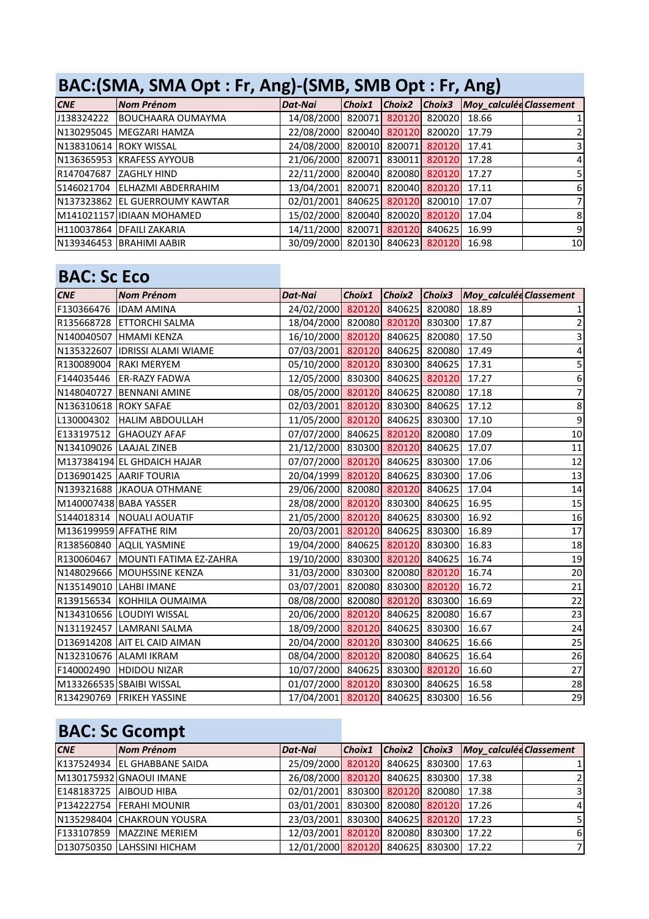## BAC:(SMA, SMA Opt : Fr, Ang)-(SMB, SMB Opt : Fr, Ang)

| CNE | Nom Prénom | Dat-Nai | Choix1 | Choix2 | Choix3 | Moy_calculée | Classement |
|---|---|---|---|---|---|---|---|
| J138324222 | BOUCHAARA OUMAYMA | 14/08/2000 | 820071 | 820120 | 820020 | 18.66 | 1 |
| N130295045 | MEGZARI HAMZA | 22/08/2000 | 820040 | 820120 | 820020 | 17.79 | 2 |
| N138310614 | ROKY WISSAL | 24/08/2000 | 820010 | 820071 | 820120 | 17.41 | 3 |
| N136365953 | KRAFESS AYYOUB | 21/06/2000 | 820071 | 830011 | 820120 | 17.28 | 4 |
| R147047687 | ZAGHLY HIND | 22/11/2000 | 820040 | 820080 | 820120 | 17.27 | 5 |
| S146021704 | ELHAZMI ABDERRAHIM | 13/04/2001 | 820071 | 820040 | 820120 | 17.11 | 6 |
| N137323862 | EL GUERROUMY KAWTAR | 02/01/2001 | 840625 | 820120 | 820010 | 17.07 | 7 |
| M141021157 | IDIAAN MOHAMED | 15/02/2000 | 820040 | 820020 | 820120 | 17.04 | 8 |
| H110037864 | DFAILI ZAKARIA | 14/11/2000 | 820071 | 820120 | 840625 | 16.99 | 9 |
| N139346453 | BRAHIMI AABIR | 30/09/2000 | 820130 | 840623 | 820120 | 16.98 | 10 |

## BAC: Sc Eco

| CNE | Nom Prénom | Dat-Nai | Choix1 | Choix2 | Choix3 | Moy_calculée | Classement |
|---|---|---|---|---|---|---|---|
| F130366476 | IDAM AMINA | 24/02/2000 | 820120 | 840625 | 820080 | 18.89 | 1 |
| R135668728 | ETTORCHI SALMA | 18/04/2000 | 820080 | 820120 | 830300 | 17.87 | 2 |
| N140040507 | HMAMI KENZA | 16/10/2000 | 820120 | 840625 | 820080 | 17.50 | 3 |
| N135322607 | IDRISSI ALAMI WIAME | 07/03/2001 | 820120 | 840625 | 820080 | 17.49 | 4 |
| R130089004 | RAKI MERYEM | 05/10/2000 | 820120 | 830300 | 840625 | 17.31 | 5 |
| F144035446 | ER-RAZY FADWA | 12/05/2000 | 830300 | 840625 | 820120 | 17.27 | 6 |
| N148040727 | BENNANI AMINE | 08/05/2000 | 820120 | 840625 | 820080 | 17.18 | 7 |
| N136310618 | ROKY SAFAE | 02/03/2001 | 820120 | 830300 | 840625 | 17.12 | 8 |
| L130004302 | HALIM ABDOULLAH | 11/05/2000 | 820120 | 840625 | 830300 | 17.10 | 9 |
| E133197512 | GHAOUZY AFAF | 07/07/2000 | 840625 | 820120 | 820080 | 17.09 | 10 |
| N134109026 | LAAJAL ZINEB | 21/12/2000 | 830300 | 820120 | 840625 | 17.07 | 11 |
| M137384194 | EL GHDAICH HAJAR | 07/07/2000 | 820120 | 840625 | 830300 | 17.06 | 12 |
| D136901425 | AARIF TOURIA | 20/04/1999 | 820120 | 840625 | 830300 | 17.06 | 13 |
| N139321688 | JKAOUA OTHMANE | 29/06/2000 | 820080 | 820120 | 840625 | 17.04 | 14 |
| M140007438 | BABA YASSER | 28/08/2000 | 820120 | 830300 | 840625 | 16.95 | 15 |
| S144018314 | NOUALI AOUATIF | 21/05/2000 | 820120 | 840625 | 830300 | 16.92 | 16 |
| M136199959 | AFFATHE RIM | 20/03/2001 | 820120 | 840625 | 830300 | 16.89 | 17 |
| R138560840 | AQLIL YASMINE | 19/04/2000 | 840625 | 820120 | 830300 | 16.83 | 18 |
| R130060467 | MOUNTI FATIMA EZ-ZAHRA | 19/10/2000 | 830300 | 820120 | 840625 | 16.74 | 19 |
| N148029666 | MOUHSSINE KENZA | 31/03/2000 | 830300 | 820080 | 820120 | 16.74 | 20 |
| N135149010 | LAHBI IMANE | 03/07/2001 | 820080 | 830300 | 820120 | 16.72 | 21 |
| R139156534 | KOHHILA OUMAIMA | 08/08/2000 | 820080 | 820120 | 830300 | 16.69 | 22 |
| N134310656 | LOUDIYI WISSAL | 20/06/2000 | 820120 | 840625 | 820080 | 16.67 | 23 |
| N131192457 | LAMRANI SALMA | 18/09/2000 | 820120 | 840625 | 830300 | 16.67 | 24 |
| D136914208 | AIT EL CAID AIMAN | 20/04/2000 | 820120 | 830300 | 840625 | 16.66 | 25 |
| N132310676 | ALAMI IKRAM | 08/04/2000 | 820120 | 820080 | 840625 | 16.64 | 26 |
| F140002490 | HDIDOU NIZAR | 10/07/2000 | 840625 | 830300 | 820120 | 16.60 | 27 |
| M133266535 | SBAIBI WISSAL | 01/07/2000 | 820120 | 830300 | 840625 | 16.58 | 28 |
| R134290769 | FRIKEH YASSINE | 17/04/2001 | 820120 | 840625 | 830300 | 16.56 | 29 |

## BAC: Sc Gcompt

| CNE | Nom Prénom | Dat-Nai | Choix1 | Choix2 | Choix3 | Moy_calculée | Classement |
|---|---|---|---|---|---|---|---|
| K137524934 | EL GHABBANE SAIDA | 25/09/2000 | 820120 | 840625 | 830300 | 17.63 | 1 |
| M130175932 | GNAOUI IMANE | 26/08/2000 | 820120 | 840625 | 830300 | 17.38 | 2 |
| E148183725 | AIBOUD HIBA | 02/01/2001 | 830300 | 820120 | 820080 | 17.38 | 3 |
| P134222754 | FERAHI MOUNIR | 03/01/2001 | 830300 | 820080 | 820120 | 17.26 | 4 |
| N135298404 | CHAKROUN YOUSRA | 23/03/2001 | 830300 | 840625 | 820120 | 17.23 | 5 |
| F133107859 | MAZZINE MERIEM | 12/03/2001 | 820120 | 820080 | 830300 | 17.22 | 6 |
| D130750350 | LAHSSINI HICHAM | 12/01/2000 | 820120 | 840625 | 830300 | 17.22 | 7 |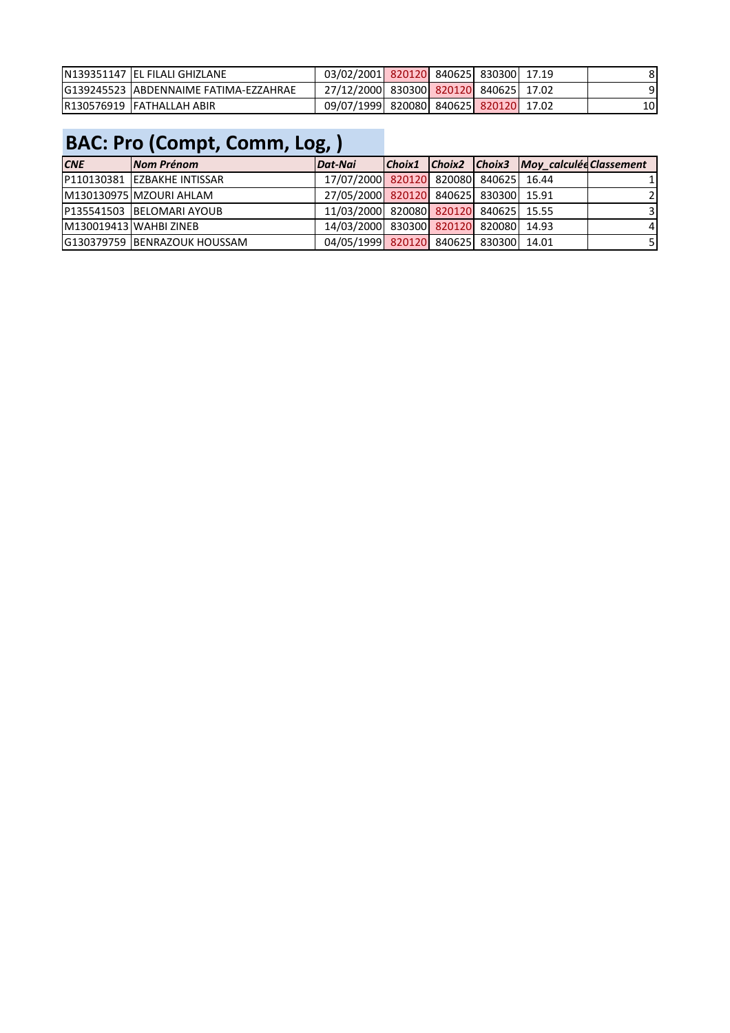| | | | | | | | |
|---|---|---|---|---|---|---|---|
| N139351147 | EL FILALI GHIZLANE | 03/02/2001 | 820120 | 840625 | 830300 | 17.19 | 8 |
| G139245523 | ABDENNAIME FATIMA-EZZAHRAE | 27/12/2000 | 830300 | 820120 | 840625 | 17.02 | 9 |
| R130576919 | FATHALLAH ABIR | 09/07/1999 | 820080 | 840625 | 820120 | 17.02 | 10 |

## BAC: Pro (Compt, Comm, Log, )

| *CNE* | *Nom Prénom* | *Dat-Nai* | *Choix1* | *Choix2* | *Choix3* | *Moy_calculée* | *Classement* |
|---|---|---|---|---|---|---|---|
| P110130381 | EZBAKHE INTISSAR | 17/07/2000 | 820120 | 820080 | 840625 | 16.44 | 1 |
| M130130975 | MZOURI AHLAM | 27/05/2000 | 820120 | 840625 | 830300 | 15.91 | 2 |
| P135541503 | BELOMARI AYOUB | 11/03/2000 | 820080 | 820120 | 840625 | 15.55 | 3 |
| M130019413 | WAHBI ZINEB | 14/03/2000 | 830300 | 820120 | 820080 | 14.93 | 4 |
| G130379759 | BENRAZOUK HOUSSAM | 04/05/1999 | 820120 | 840625 | 830300 | 14.01 | 5 |